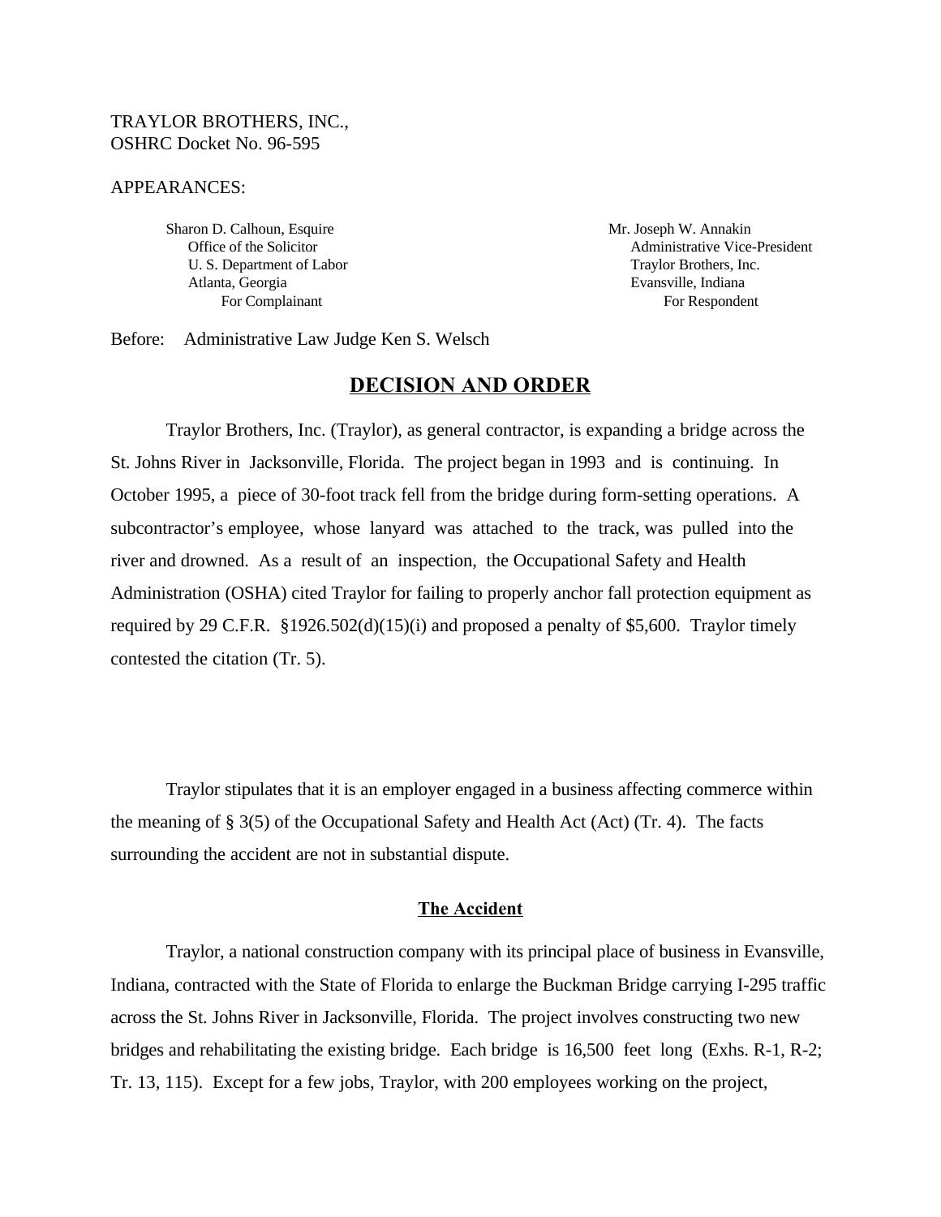TRAYLOR BROTHERS, INC.,
OSHRC Docket No. 96-595

APPEARANCES:

Sharon D. Calhoun, Esquire
Office of the Solicitor
U. S. Department of Labor
Atlanta, Georgia
For Complainant

Mr. Joseph W. Annakin
Administrative Vice-President
Traylor Brothers, Inc.
Evansville, Indiana
For Respondent

Before: Administrative Law Judge Ken S. Welsch

## DECISION AND ORDER

Traylor Brothers, Inc. (Traylor), as general contractor, is expanding a bridge across the St. Johns River in Jacksonville, Florida. The project began in 1993 and is continuing. In October 1995, a piece of 30-foot track fell from the bridge during form-setting operations. A subcontractor's employee, whose lanyard was attached to the track, was pulled into the river and drowned. As a result of an inspection, the Occupational Safety and Health Administration (OSHA) cited Traylor for failing to properly anchor fall protection equipment as required by 29 C.F.R. §1926.502(d)(15)(i) and proposed a penalty of $5,600. Traylor timely contested the citation (Tr. 5).

Traylor stipulates that it is an employer engaged in a business affecting commerce within the meaning of § 3(5) of the Occupational Safety and Health Act (Act) (Tr. 4). The facts surrounding the accident are not in substantial dispute.

### The Accident

Traylor, a national construction company with its principal place of business in Evansville, Indiana, contracted with the State of Florida to enlarge the Buckman Bridge carrying I-295 traffic across the St. Johns River in Jacksonville, Florida. The project involves constructing two new bridges and rehabilitating the existing bridge. Each bridge is 16,500 feet long (Exhs. R-1, R-2; Tr. 13, 115). Except for a few jobs, Traylor, with 200 employees working on the project,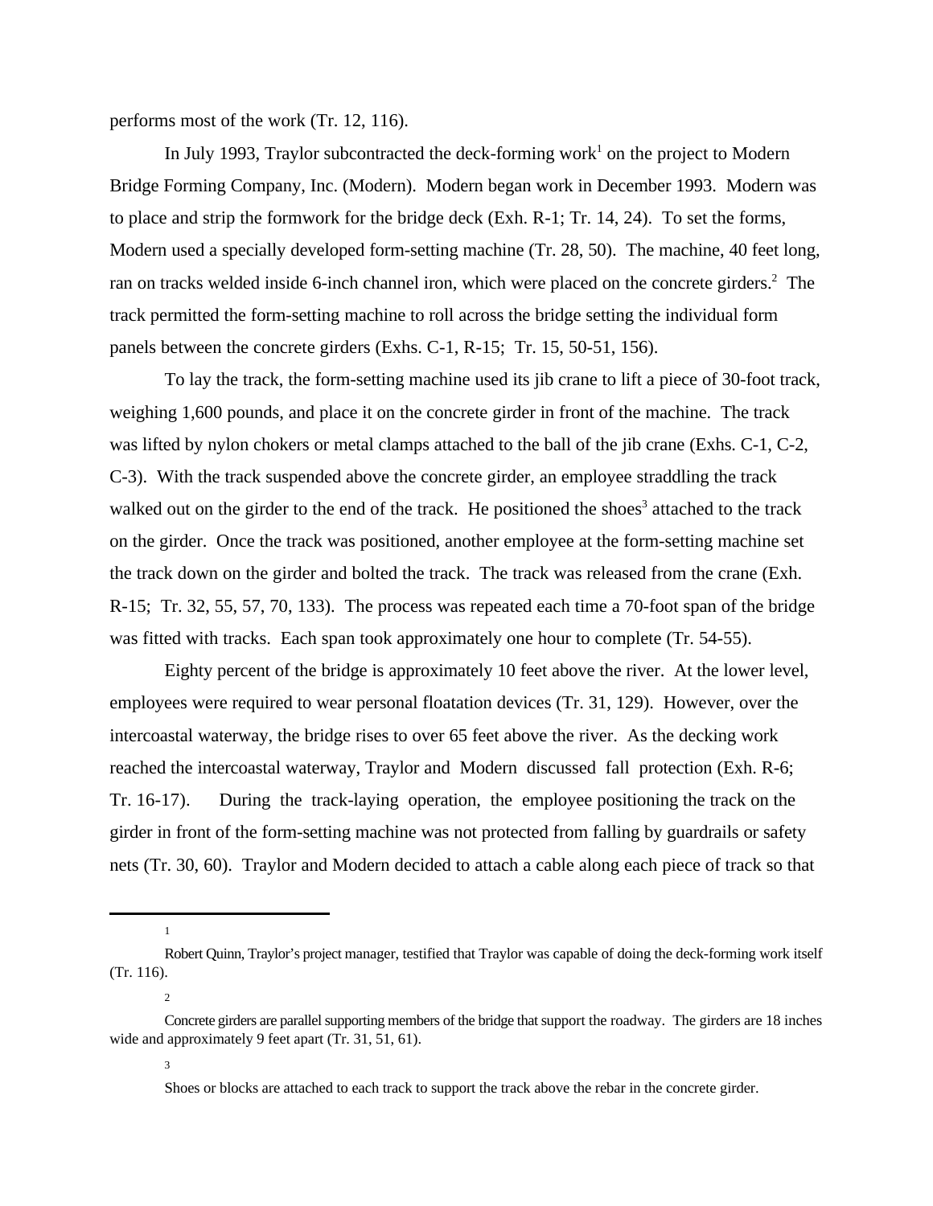performs most of the work (Tr. 12, 116).

In July 1993, Traylor subcontracted the deck-forming work[1] on the project to Modern Bridge Forming Company, Inc. (Modern). Modern began work in December 1993. Modern was to place and strip the formwork for the bridge deck (Exh. R-1; Tr. 14, 24). To set the forms, Modern used a specially developed form-setting machine (Tr. 28, 50). The machine, 40 feet long, ran on tracks welded inside 6-inch channel iron, which were placed on the concrete girders.[2] The track permitted the form-setting machine to roll across the bridge setting the individual form panels between the concrete girders (Exhs. C-1, R-15; Tr. 15, 50-51, 156).

To lay the track, the form-setting machine used its jib crane to lift a piece of 30-foot track, weighing 1,600 pounds, and place it on the concrete girder in front of the machine. The track was lifted by nylon chokers or metal clamps attached to the ball of the jib crane (Exhs. C-1, C-2, C-3). With the track suspended above the concrete girder, an employee straddling the track walked out on the girder to the end of the track. He positioned the shoes[3] attached to the track on the girder. Once the track was positioned, another employee at the form-setting machine set the track down on the girder and bolted the track. The track was released from the crane (Exh. R-15; Tr. 32, 55, 57, 70, 133). The process was repeated each time a 70-foot span of the bridge was fitted with tracks. Each span took approximately one hour to complete (Tr. 54-55).

Eighty percent of the bridge is approximately 10 feet above the river. At the lower level, employees were required to wear personal floatation devices (Tr. 31, 129). However, over the intercoastal waterway, the bridge rises to over 65 feet above the river. As the decking work reached the intercoastal waterway, Traylor and Modern discussed fall protection (Exh. R-6; Tr. 16-17). During the track-laying operation, the employee positioning the track on the girder in front of the form-setting machine was not protected from falling by guardrails or safety nets (Tr. 30, 60). Traylor and Modern decided to attach a cable along each piece of track so that

---

[1] Robert Quinn, Traylor's project manager, testified that Traylor was capable of doing the deck-forming work itself (Tr. 116).

[2] Concrete girders are parallel supporting members of the bridge that support the roadway. The girders are 18 inches wide and approximately 9 feet apart (Tr. 31, 51, 61).

[3] Shoes or blocks are attached to each track to support the track above the rebar in the concrete girder.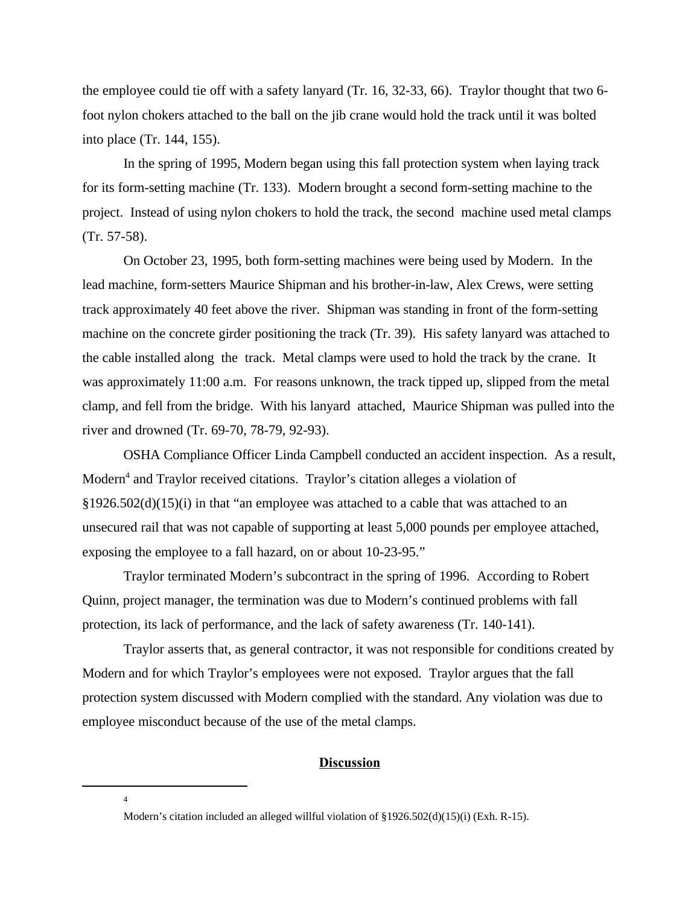the employee could tie off with a safety lanyard (Tr. 16, 32-33, 66). Traylor thought that two 6-foot nylon chokers attached to the ball on the jib crane would hold the track until it was bolted into place (Tr. 144, 155).

In the spring of 1995, Modern began using this fall protection system when laying track for its form-setting machine (Tr. 133). Modern brought a second form-setting machine to the project. Instead of using nylon chokers to hold the track, the second machine used metal clamps (Tr. 57-58).

On October 23, 1995, both form-setting machines were being used by Modern. In the lead machine, form-setters Maurice Shipman and his brother-in-law, Alex Crews, were setting track approximately 40 feet above the river. Shipman was standing in front of the form-setting machine on the concrete girder positioning the track (Tr. 39). His safety lanyard was attached to the cable installed along the track. Metal clamps were used to hold the track by the crane. It was approximately 11:00 a.m. For reasons unknown, the track tipped up, slipped from the metal clamp, and fell from the bridge. With his lanyard attached, Maurice Shipman was pulled into the river and drowned (Tr. 69-70, 78-79, 92-93).

OSHA Compliance Officer Linda Campbell conducted an accident inspection. As a result, Modern[4] and Traylor received citations. Traylor's citation alleges a violation of §1926.502(d)(15)(i) in that "an employee was attached to a cable that was attached to an unsecured rail that was not capable of supporting at least 5,000 pounds per employee attached, exposing the employee to a fall hazard, on or about 10-23-95."

Traylor terminated Modern's subcontract in the spring of 1996. According to Robert Quinn, project manager, the termination was due to Modern's continued problems with fall protection, its lack of performance, and the lack of safety awareness (Tr. 140-141).

Traylor asserts that, as general contractor, it was not responsible for conditions created by Modern and for which Traylor's employees were not exposed. Traylor argues that the fall protection system discussed with Modern complied with the standard. Any violation was due to employee misconduct because of the use of the metal clamps.

## Discussion

---

[4] Modern's citation included an alleged willful violation of §1926.502(d)(15)(i) (Exh. R-15).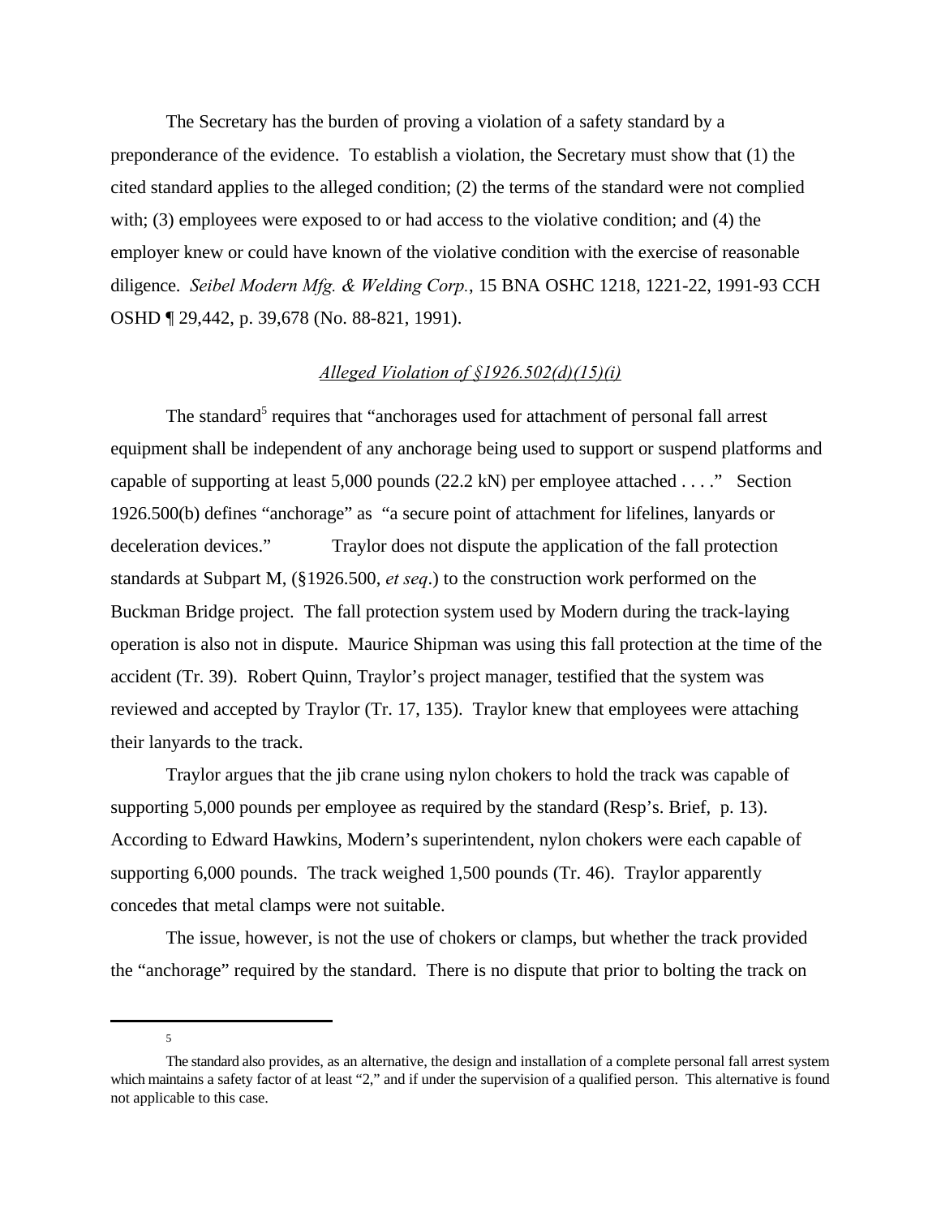The Secretary has the burden of proving a violation of a safety standard by a preponderance of the evidence. To establish a violation, the Secretary must show that (1) the cited standard applies to the alleged condition; (2) the terms of the standard were not complied with; (3) employees were exposed to or had access to the violative condition; and (4) the employer knew or could have known of the violative condition with the exercise of reasonable diligence. *Seibel Modern Mfg. & Welding Corp.*, 15 BNA OSHC 1218, 1221-22, 1991-93 CCH OSHD ¶ 29,442, p. 39,678 (No. 88-821, 1991).

*Alleged Violation of §1926.502(d)(15)(i)*

The standard[5] requires that "anchorages used for attachment of personal fall arrest equipment shall be independent of any anchorage being used to support or suspend platforms and capable of supporting at least 5,000 pounds (22.2 kN) per employee attached . . . ." Section 1926.500(b) defines "anchorage" as "a secure point of attachment for lifelines, lanyards or deceleration devices." Traylor does not dispute the application of the fall protection standards at Subpart M, (§1926.500, *et seq*.) to the construction work performed on the Buckman Bridge project. The fall protection system used by Modern during the track-laying operation is also not in dispute. Maurice Shipman was using this fall protection at the time of the accident (Tr. 39). Robert Quinn, Traylor's project manager, testified that the system was reviewed and accepted by Traylor (Tr. 17, 135). Traylor knew that employees were attaching their lanyards to the track.

Traylor argues that the jib crane using nylon chokers to hold the track was capable of supporting 5,000 pounds per employee as required by the standard (Resp's. Brief, p. 13). According to Edward Hawkins, Modern's superintendent, nylon chokers were each capable of supporting 6,000 pounds. The track weighed 1,500 pounds (Tr. 46). Traylor apparently concedes that metal clamps were not suitable.

The issue, however, is not the use of chokers or clamps, but whether the track provided the "anchorage" required by the standard. There is no dispute that prior to bolting the track on

---

[5] The standard also provides, as an alternative, the design and installation of a complete personal fall arrest system which maintains a safety factor of at least "2," and if under the supervision of a qualified person. This alternative is found not applicable to this case.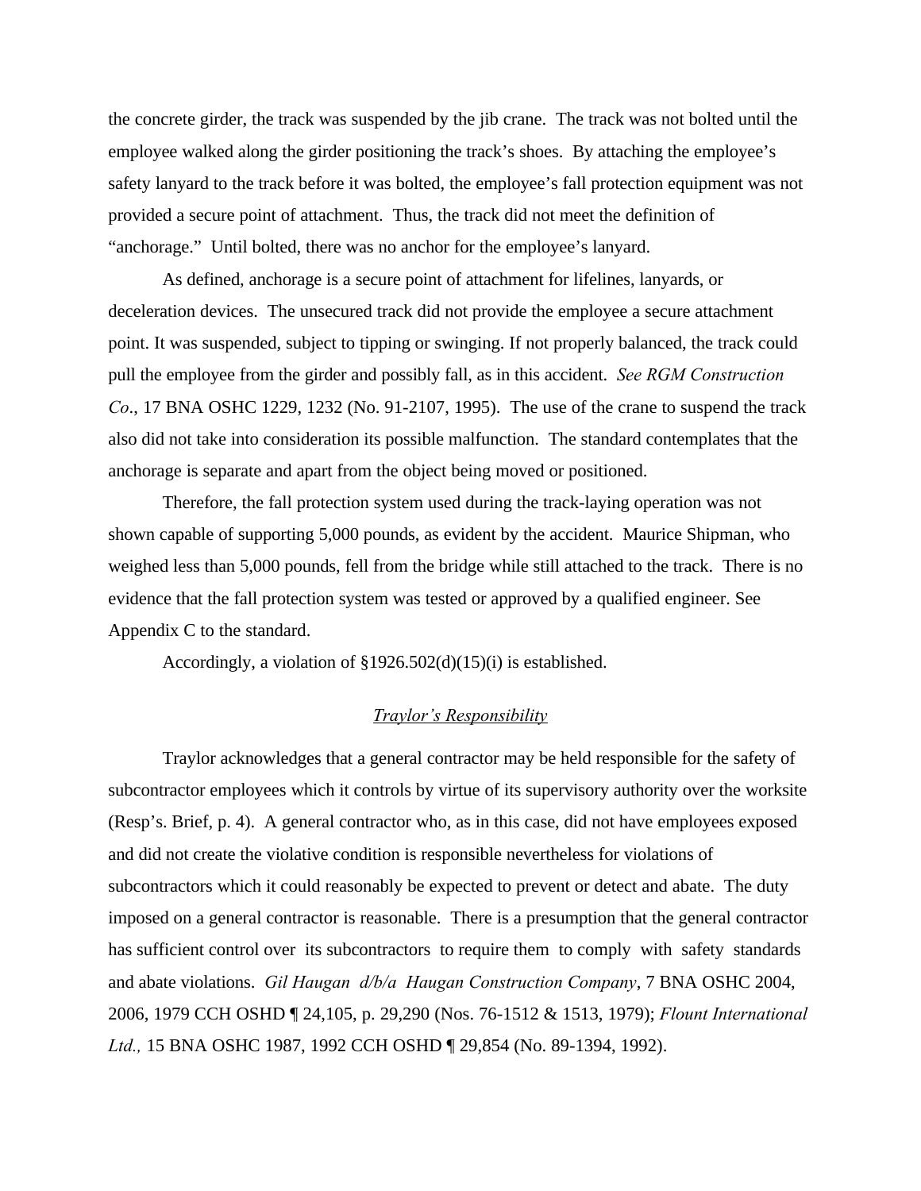the concrete girder, the track was suspended by the jib crane. The track was not bolted until the employee walked along the girder positioning the track's shoes. By attaching the employee's safety lanyard to the track before it was bolted, the employee's fall protection equipment was not provided a secure point of attachment. Thus, the track did not meet the definition of "anchorage." Until bolted, there was no anchor for the employee's lanyard.

As defined, anchorage is a secure point of attachment for lifelines, lanyards, or deceleration devices. The unsecured track did not provide the employee a secure attachment point. It was suspended, subject to tipping or swinging. If not properly balanced, the track could pull the employee from the girder and possibly fall, as in this accident. *See RGM Construction Co*., 17 BNA OSHC 1229, 1232 (No. 91-2107, 1995). The use of the crane to suspend the track also did not take into consideration its possible malfunction. The standard contemplates that the anchorage is separate and apart from the object being moved or positioned.

Therefore, the fall protection system used during the track-laying operation was not shown capable of supporting 5,000 pounds, as evident by the accident. Maurice Shipman, who weighed less than 5,000 pounds, fell from the bridge while still attached to the track. There is no evidence that the fall protection system was tested or approved by a qualified engineer. See Appendix C to the standard.

Accordingly, a violation of §1926.502(d)(15)(i) is established.

*Traylor's Responsibility*

Traylor acknowledges that a general contractor may be held responsible for the safety of subcontractor employees which it controls by virtue of its supervisory authority over the worksite (Resp's. Brief, p. 4). A general contractor who, as in this case, did not have employees exposed and did not create the violative condition is responsible nevertheless for violations of subcontractors which it could reasonably be expected to prevent or detect and abate. The duty imposed on a general contractor is reasonable. There is a presumption that the general contractor has sufficient control over its subcontractors to require them to comply with safety standards and abate violations. *Gil Haugan d/b/a Haugan Construction Company*, 7 BNA OSHC 2004, 2006, 1979 CCH OSHD ¶ 24,105, p. 29,290 (Nos. 76-1512 & 1513, 1979); *Flount International Ltd.,* 15 BNA OSHC 1987, 1992 CCH OSHD ¶ 29,854 (No. 89-1394, 1992).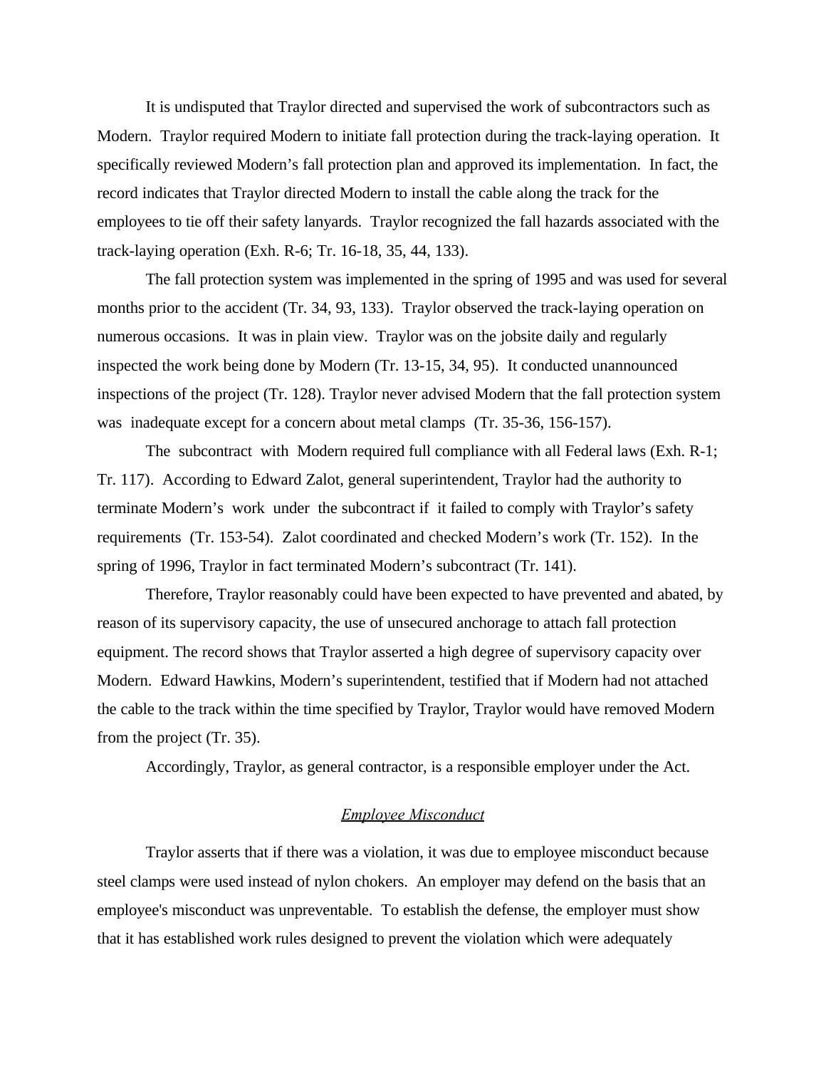It is undisputed that Traylor directed and supervised the work of subcontractors such as Modern. Traylor required Modern to initiate fall protection during the track-laying operation. It specifically reviewed Modern's fall protection plan and approved its implementation. In fact, the record indicates that Traylor directed Modern to install the cable along the track for the employees to tie off their safety lanyards. Traylor recognized the fall hazards associated with the track-laying operation (Exh. R-6; Tr. 16-18, 35, 44, 133).

The fall protection system was implemented in the spring of 1995 and was used for several months prior to the accident (Tr. 34, 93, 133). Traylor observed the track-laying operation on numerous occasions. It was in plain view. Traylor was on the jobsite daily and regularly inspected the work being done by Modern (Tr. 13-15, 34, 95). It conducted unannounced inspections of the project (Tr. 128). Traylor never advised Modern that the fall protection system was inadequate except for a concern about metal clamps (Tr. 35-36, 156-157).

The subcontract with Modern required full compliance with all Federal laws (Exh. R-1; Tr. 117). According to Edward Zalot, general superintendent, Traylor had the authority to terminate Modern's work under the subcontract if it failed to comply with Traylor's safety requirements (Tr. 153-54). Zalot coordinated and checked Modern's work (Tr. 152). In the spring of 1996, Traylor in fact terminated Modern's subcontract (Tr. 141).

Therefore, Traylor reasonably could have been expected to have prevented and abated, by reason of its supervisory capacity, the use of unsecured anchorage to attach fall protection equipment. The record shows that Traylor asserted a high degree of supervisory capacity over Modern. Edward Hawkins, Modern's superintendent, testified that if Modern had not attached the cable to the track within the time specified by Traylor, Traylor would have removed Modern from the project (Tr. 35).

Accordingly, Traylor, as general contractor, is a responsible employer under the Act.

## *Employee Misconduct*

Traylor asserts that if there was a violation, it was due to employee misconduct because steel clamps were used instead of nylon chokers. An employer may defend on the basis that an employee's misconduct was unpreventable. To establish the defense, the employer must show that it has established work rules designed to prevent the violation which were adequately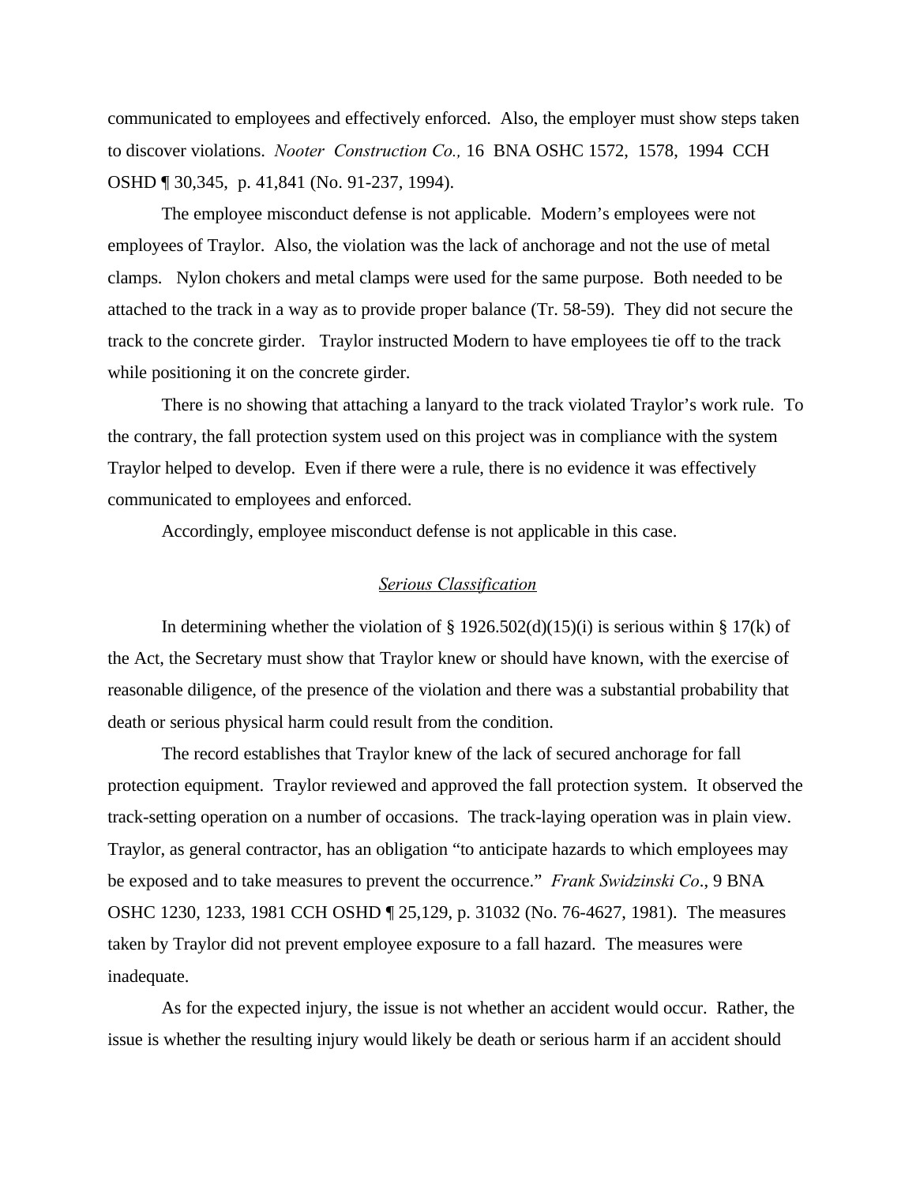communicated to employees and effectively enforced. Also, the employer must show steps taken to discover violations. *Nooter Construction Co.,* 16 BNA OSHC 1572, 1578, 1994 CCH OSHD ¶ 30,345, p. 41,841 (No. 91-237, 1994).

The employee misconduct defense is not applicable. Modern's employees were not employees of Traylor. Also, the violation was the lack of anchorage and not the use of metal clamps. Nylon chokers and metal clamps were used for the same purpose. Both needed to be attached to the track in a way as to provide proper balance (Tr. 58-59). They did not secure the track to the concrete girder. Traylor instructed Modern to have employees tie off to the track while positioning it on the concrete girder.

There is no showing that attaching a lanyard to the track violated Traylor's work rule. To the contrary, the fall protection system used on this project was in compliance with the system Traylor helped to develop. Even if there were a rule, there is no evidence it was effectively communicated to employees and enforced.

Accordingly, employee misconduct defense is not applicable in this case.

## *Serious Classification*

In determining whether the violation of § 1926.502(d)(15)(i) is serious within § 17(k) of the Act, the Secretary must show that Traylor knew or should have known, with the exercise of reasonable diligence, of the presence of the violation and there was a substantial probability that death or serious physical harm could result from the condition.

The record establishes that Traylor knew of the lack of secured anchorage for fall protection equipment. Traylor reviewed and approved the fall protection system. It observed the track-setting operation on a number of occasions. The track-laying operation was in plain view. Traylor, as general contractor, has an obligation "to anticipate hazards to which employees may be exposed and to take measures to prevent the occurrence." *Frank Swidzinski Co*., 9 BNA OSHC 1230, 1233, 1981 CCH OSHD ¶ 25,129, p. 31032 (No. 76-4627, 1981). The measures taken by Traylor did not prevent employee exposure to a fall hazard. The measures were inadequate.

As for the expected injury, the issue is not whether an accident would occur. Rather, the issue is whether the resulting injury would likely be death or serious harm if an accident should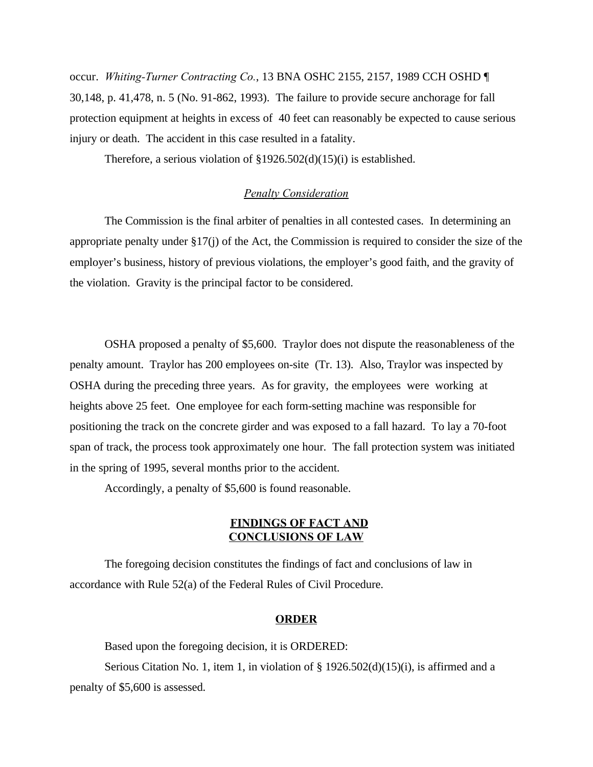occur. *Whiting-Turner Contracting Co.*, 13 BNA OSHC 2155, 2157, 1989 CCH OSHD ¶ 30,148, p. 41,478, n. 5 (No. 91-862, 1993). The failure to provide secure anchorage for fall protection equipment at heights in excess of 40 feet can reasonably be expected to cause serious injury or death. The accident in this case resulted in a fatality.

Therefore, a serious violation of §1926.502(d)(15)(i) is established.

### *Penalty Consideration*

The Commission is the final arbiter of penalties in all contested cases. In determining an appropriate penalty under §17(j) of the Act, the Commission is required to consider the size of the employer's business, history of previous violations, the employer's good faith, and the gravity of the violation. Gravity is the principal factor to be considered.

OSHA proposed a penalty of $5,600. Traylor does not dispute the reasonableness of the penalty amount. Traylor has 200 employees on-site (Tr. 13). Also, Traylor was inspected by OSHA during the preceding three years. As for gravity, the employees were working at heights above 25 feet. One employee for each form-setting machine was responsible for positioning the track on the concrete girder and was exposed to a fall hazard. To lay a 70-foot span of track, the process took approximately one hour. The fall protection system was initiated in the spring of 1995, several months prior to the accident.

Accordingly, a penalty of $5,600 is found reasonable.

## FINDINGS OF FACT AND CONCLUSIONS OF LAW

The foregoing decision constitutes the findings of fact and conclusions of law in accordance with Rule 52(a) of the Federal Rules of Civil Procedure.

## ORDER

Based upon the foregoing decision, it is ORDERED:

Serious Citation No. 1, item 1, in violation of § 1926.502(d)(15)(i), is affirmed and a penalty of $5,600 is assessed.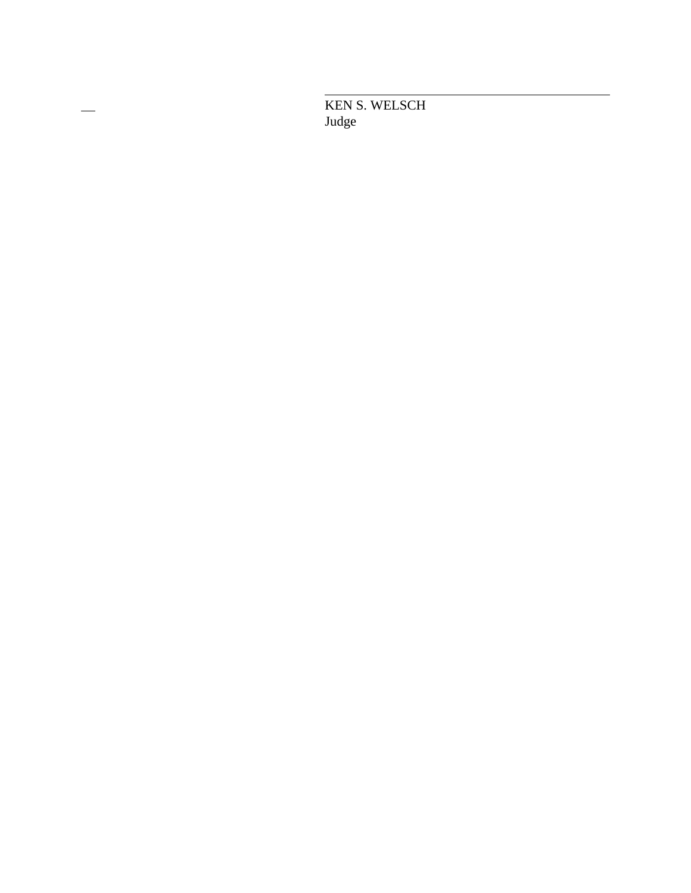KEN S. WELSCH
Judge